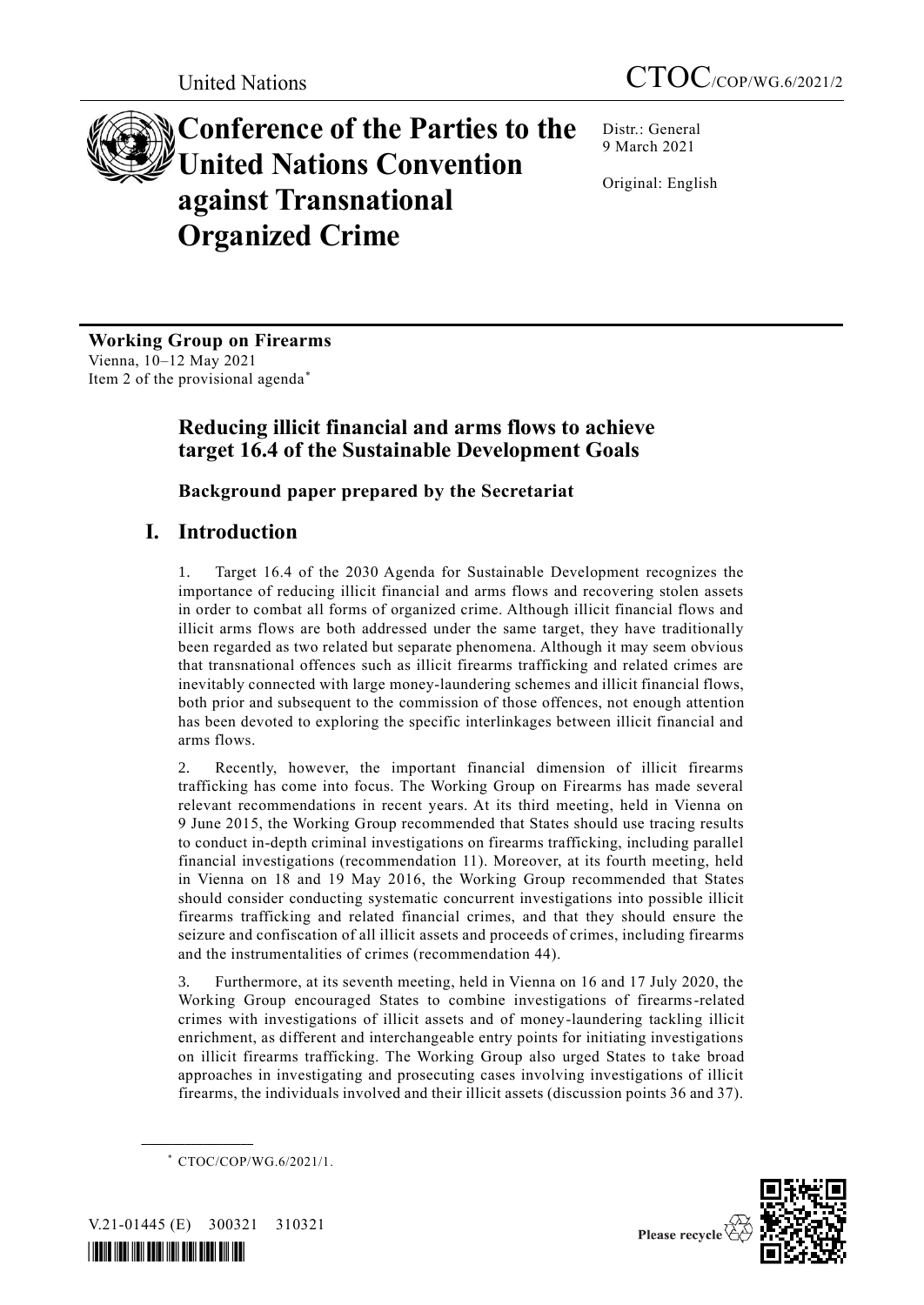United Nations

CTOC/COP/WG.6/2021/2

# Conference of the Parties to the United Nations Convention against Transnational Organized Crime

Distr.: General
9 March 2021

Original: English

**Working Group on Firearms**
Vienna, 10–12 May 2021
Item 2 of the provisional agenda*

## Reducing illicit financial and arms flows to achieve target 16.4 of the Sustainable Development Goals

### Background paper prepared by the Secretariat

## I. Introduction

1. Target 16.4 of the 2030 Agenda for Sustainable Development recognizes the importance of reducing illicit financial and arms flows and recovering stolen assets in order to combat all forms of organized crime. Although illicit financial flows and illicit arms flows are both addressed under the same target, they have traditionally been regarded as two related but separate phenomena. Although it may seem obvious that transnational offences such as illicit firearms trafficking and related crimes are inevitably connected with large money-laundering schemes and illicit financial flows, both prior and subsequent to the commission of those offences, not enough attention has been devoted to exploring the specific interlinkages between illicit financial and arms flows.

2. Recently, however, the important financial dimension of illicit firearms trafficking has come into focus. The Working Group on Firearms has made several relevant recommendations in recent years. At its third meeting, held in Vienna on 9 June 2015, the Working Group recommended that States should use tracing results to conduct in-depth criminal investigations on firearms trafficking, including parallel financial investigations (recommendation 11). Moreover, at its fourth meeting, held in Vienna on 18 and 19 May 2016, the Working Group recommended that States should consider conducting systematic concurrent investigations into possible illicit firearms trafficking and related financial crimes, and that they should ensure the seizure and confiscation of all illicit assets and proceeds of crimes, including firearms and the instrumentalities of crimes (recommendation 44).

3. Furthermore, at its seventh meeting, held in Vienna on 16 and 17 July 2020, the Working Group encouraged States to combine investigations of firearms-related crimes with investigations of illicit assets and of money-laundering tackling illicit enrichment, as different and interchangeable entry points for initiating investigations on illicit firearms trafficking. The Working Group also urged States to take broad approaches in investigating and prosecuting cases involving investigations of illicit firearms, the individuals involved and their illicit assets (discussion points 36 and 37).

* CTOC/COP/WG.6/2021/1.

V.21-01445 (E) 300321 310321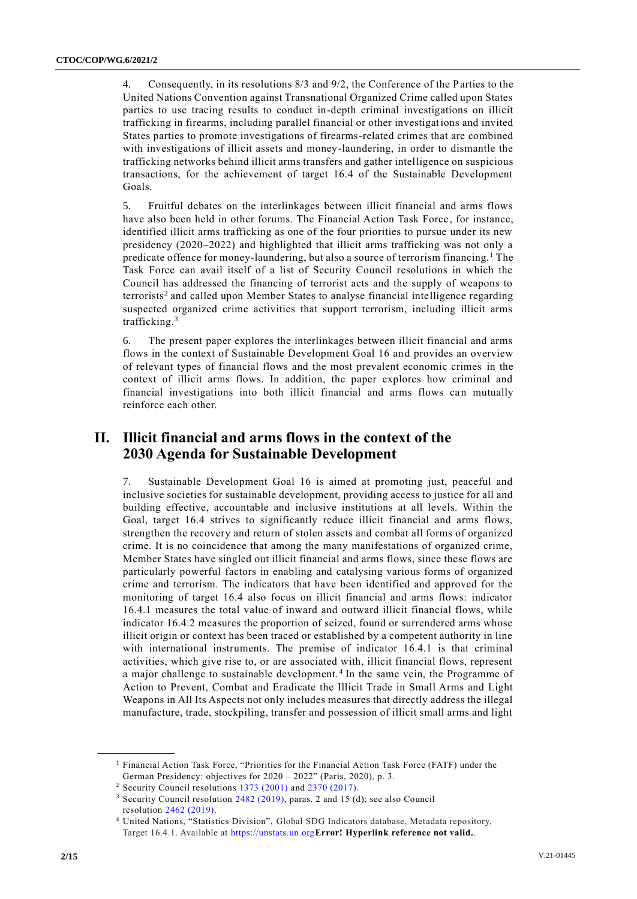4. Consequently, in its resolutions 8/3 and 9/2, the Conference of the Parties to the United Nations Convention against Transnational Organized Crime called upon States parties to use tracing results to conduct in-depth criminal investigations on illicit trafficking in firearms, including parallel financial or other investigations and invited States parties to promote investigations of firearms-related crimes that are combined with investigations of illicit assets and money-laundering, in order to dismantle the trafficking networks behind illicit arms transfers and gather intelligence on suspicious transactions, for the achievement of target 16.4 of the Sustainable Development Goals.

5. Fruitful debates on the interlinkages between illicit financial and arms flows have also been held in other forums. The Financial Action Task Force, for instance, identified illicit arms trafficking as one of the four priorities to pursue under its new presidency (2020–2022) and highlighted that illicit arms trafficking was not only a predicate offence for money-laundering, but also a source of terrorism financing.[1] The Task Force can avail itself of a list of Security Council resolutions in which the Council has addressed the financing of terrorist acts and the supply of weapons to terrorists[2] and called upon Member States to analyse financial intelligence regarding suspected organized crime activities that support terrorism, including illicit arms trafficking.[3]

6. The present paper explores the interlinkages between illicit financial and arms flows in the context of Sustainable Development Goal 16 and provides an overview of relevant types of financial flows and the most prevalent economic crimes in the context of illicit arms flows. In addition, the paper explores how criminal and financial investigations into both illicit financial and arms flows can mutually reinforce each other.

## II. Illicit financial and arms flows in the context of the 2030 Agenda for Sustainable Development

7. Sustainable Development Goal 16 is aimed at promoting just, peaceful and inclusive societies for sustainable development, providing access to justice for all and building effective, accountable and inclusive institutions at all levels. Within the Goal, target 16.4 strives to significantly reduce illicit financial and arms flows, strengthen the recovery and return of stolen assets and combat all forms of organized crime. It is no coincidence that among the many manifestations of organized crime, Member States have singled out illicit financial and arms flows, since these flows are particularly powerful factors in enabling and catalysing various forms of organized crime and terrorism. The indicators that have been identified and approved for the monitoring of target 16.4 also focus on illicit financial and arms flows: indicator 16.4.1 measures the total value of inward and outward illicit financial flows, while indicator 16.4.2 measures the proportion of seized, found or surrendered arms whose illicit origin or context has been traced or established by a competent authority in line with international instruments. The premise of indicator 16.4.1 is that criminal activities, which give rise to, or are associated with, illicit financial flows, represent a major challenge to sustainable development.[4] In the same vein, the Programme of Action to Prevent, Combat and Eradicate the Illicit Trade in Small Arms and Light Weapons in All Its Aspects not only includes measures that directly address the illegal manufacture, trade, stockpiling, transfer and possession of illicit small arms and light

---

[1] Financial Action Task Force, "Priorities for the Financial Action Task Force (FATF) under the German Presidency: objectives for 2020 – 2022" (Paris, 2020), p. 3.

[2] Security Council resolutions 1373 (2001) and 2370 (2017).

[3] Security Council resolution 2482 (2019), paras. 2 and 15 (d); see also Council resolution 2462 (2019).

[4] United Nations, "Statistics Division", Global SDG Indicators database, Metadata repository, Target 16.4.1. Available at https://unstats.un.org**Error! Hyperlink reference not valid.**.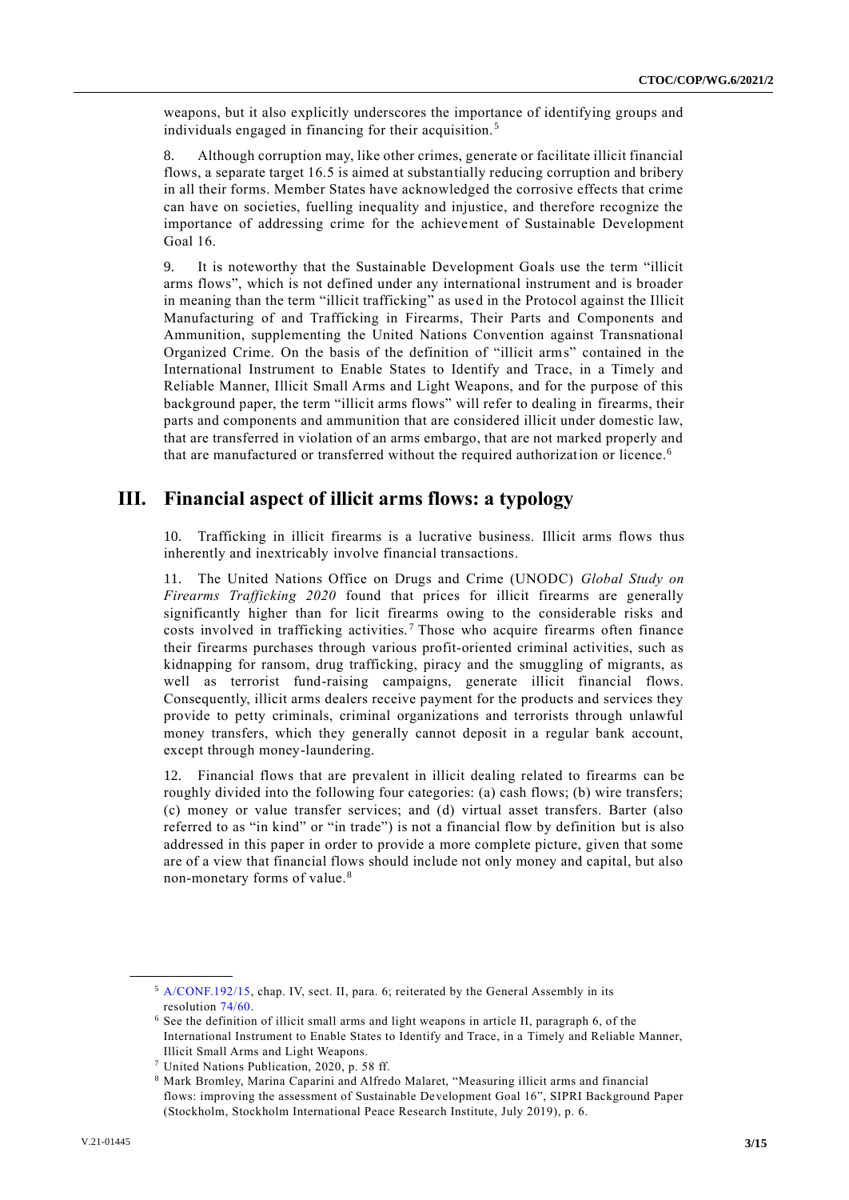weapons, but it also explicitly underscores the importance of identifying groups and individuals engaged in financing for their acquisition.[5]

8. Although corruption may, like other crimes, generate or facilitate illicit financial flows, a separate target 16.5 is aimed at substantially reducing corruption and bribery in all their forms. Member States have acknowledged the corrosive effects that crime can have on societies, fuelling inequality and injustice, and therefore recognize the importance of addressing crime for the achievement of Sustainable Development Goal 16.

9. It is noteworthy that the Sustainable Development Goals use the term "illicit arms flows", which is not defined under any international instrument and is broader in meaning than the term "illicit trafficking" as used in the Protocol against the Illicit Manufacturing of and Trafficking in Firearms, Their Parts and Components and Ammunition, supplementing the United Nations Convention against Transnational Organized Crime. On the basis of the definition of "illicit arms" contained in the International Instrument to Enable States to Identify and Trace, in a Timely and Reliable Manner, Illicit Small Arms and Light Weapons, and for the purpose of this background paper, the term "illicit arms flows" will refer to dealing in firearms, their parts and components and ammunition that are considered illicit under domestic law, that are transferred in violation of an arms embargo, that are not marked properly and that are manufactured or transferred without the required authorization or licence.[6]

# III. Financial aspect of illicit arms flows: a typology

10. Trafficking in illicit firearms is a lucrative business. Illicit arms flows thus inherently and inextricably involve financial transactions.

11. The United Nations Office on Drugs and Crime (UNODC) *Global Study on Firearms Trafficking 2020* found that prices for illicit firearms are generally significantly higher than for licit firearms owing to the considerable risks and costs involved in trafficking activities.[7] Those who acquire firearms often finance their firearms purchases through various profit-oriented criminal activities, such as kidnapping for ransom, drug trafficking, piracy and the smuggling of migrants, as well as terrorist fund-raising campaigns, generate illicit financial flows. Consequently, illicit arms dealers receive payment for the products and services they provide to petty criminals, criminal organizations and terrorists through unlawful money transfers, which they generally cannot deposit in a regular bank account, except through money-laundering.

12. Financial flows that are prevalent in illicit dealing related to firearms can be roughly divided into the following four categories: (a) cash flows; (b) wire transfers; (c) money or value transfer services; and (d) virtual asset transfers. Barter (also referred to as "in kind" or "in trade") is not a financial flow by definition but is also addressed in this paper in order to provide a more complete picture, given that some are of a view that financial flows should include not only money and capital, but also non-monetary forms of value.[8]

---

[5] A/CONF.192/15, chap. IV, sect. II, para. 6; reiterated by the General Assembly in its resolution 74/60.

[6] See the definition of illicit small arms and light weapons in article II, paragraph 6, of the International Instrument to Enable States to Identify and Trace, in a Timely and Reliable Manner, Illicit Small Arms and Light Weapons.

[7] United Nations Publication, 2020, p. 58 ff.

[8] Mark Bromley, Marina Caparini and Alfredo Malaret, "Measuring illicit arms and financial flows: improving the assessment of Sustainable Development Goal 16", SIPRI Background Paper (Stockholm, Stockholm International Peace Research Institute, July 2019), p. 6.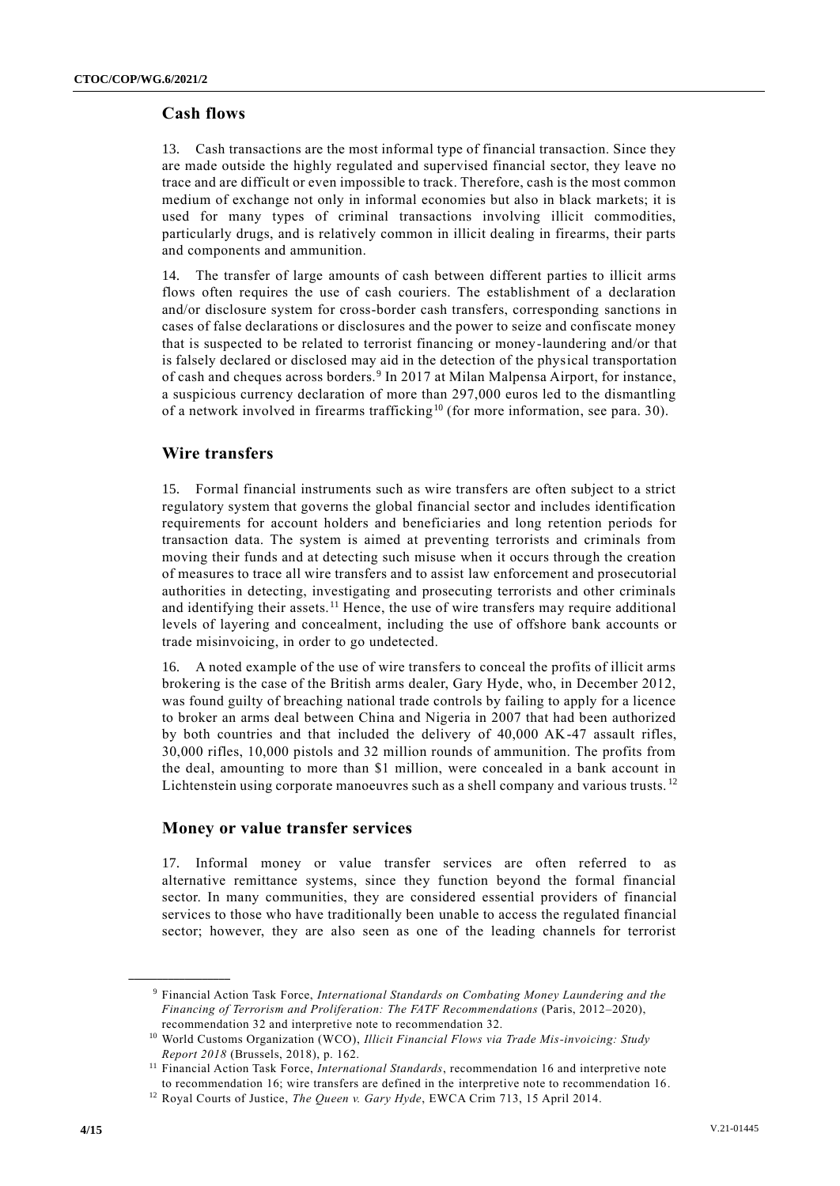## Cash flows

13. Cash transactions are the most informal type of financial transaction. Since they are made outside the highly regulated and supervised financial sector, they leave no trace and are difficult or even impossible to track. Therefore, cash is the most common medium of exchange not only in informal economies but also in black markets; it is used for many types of criminal transactions involving illicit commodities, particularly drugs, and is relatively common in illicit dealing in firearms, their parts and components and ammunition.

14. The transfer of large amounts of cash between different parties to illicit arms flows often requires the use of cash couriers. The establishment of a declaration and/or disclosure system for cross-border cash transfers, corresponding sanctions in cases of false declarations or disclosures and the power to seize and confiscate money that is suspected to be related to terrorist financing or money-laundering and/or that is falsely declared or disclosed may aid in the detection of the physical transportation of cash and cheques across borders.[9] In 2017 at Milan Malpensa Airport, for instance, a suspicious currency declaration of more than 297,000 euros led to the dismantling of a network involved in firearms trafficking[10] (for more information, see para. 30).

## Wire transfers

15. Formal financial instruments such as wire transfers are often subject to a strict regulatory system that governs the global financial sector and includes identification requirements for account holders and beneficiaries and long retention periods for transaction data. The system is aimed at preventing terrorists and criminals from moving their funds and at detecting such misuse when it occurs through the creation of measures to trace all wire transfers and to assist law enforcement and prosecutorial authorities in detecting, investigating and prosecuting terrorists and other criminals and identifying their assets.[11] Hence, the use of wire transfers may require additional levels of layering and concealment, including the use of offshore bank accounts or trade misinvoicing, in order to go undetected.

16. A noted example of the use of wire transfers to conceal the profits of illicit arms brokering is the case of the British arms dealer, Gary Hyde, who, in December 2012, was found guilty of breaching national trade controls by failing to apply for a licence to broker an arms deal between China and Nigeria in 2007 that had been authorized by both countries and that included the delivery of 40,000 AK-47 assault rifles, 30,000 rifles, 10,000 pistols and 32 million rounds of ammunition. The profits from the deal, amounting to more than $1 million, were concealed in a bank account in Lichtenstein using corporate manoeuvres such as a shell company and various trusts.[12]

## Money or value transfer services

17. Informal money or value transfer services are often referred to as alternative remittance systems, since they function beyond the formal financial sector. In many communities, they are considered essential providers of financial services to those who have traditionally been unable to access the regulated financial sector; however, they are also seen as one of the leading channels for terrorist

---

[9] Financial Action Task Force, *International Standards on Combating Money Laundering and the Financing of Terrorism and Proliferation: The FATF Recommendations* (Paris, 2012–2020), recommendation 32 and interpretive note to recommendation 32.

[10] World Customs Organization (WCO), *Illicit Financial Flows via Trade Mis-invoicing: Study Report 2018* (Brussels, 2018), p. 162.

[11] Financial Action Task Force, *International Standards*, recommendation 16 and interpretive note to recommendation 16; wire transfers are defined in the interpretive note to recommendation 16.

[12] Royal Courts of Justice, *The Queen v. Gary Hyde*, EWCA Crim 713, 15 April 2014.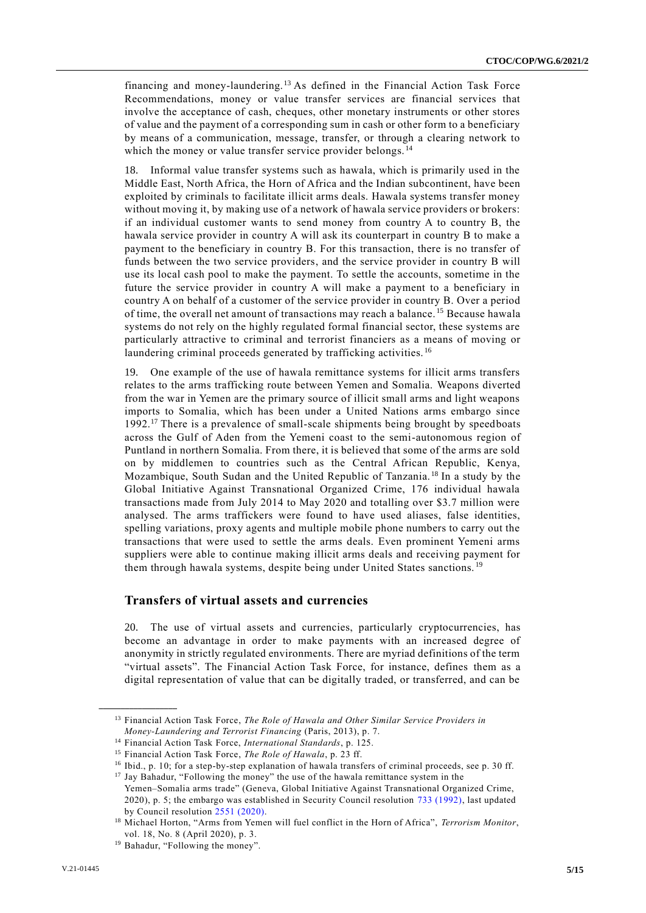financing and money-laundering.[13] As defined in the Financial Action Task Force Recommendations, money or value transfer services are financial services that involve the acceptance of cash, cheques, other monetary instruments or other stores of value and the payment of a corresponding sum in cash or other form to a beneficiary by means of a communication, message, transfer, or through a clearing network to which the money or value transfer service provider belongs.[14]

18. Informal value transfer systems such as hawala, which is primarily used in the Middle East, North Africa, the Horn of Africa and the Indian subcontinent, have been exploited by criminals to facilitate illicit arms deals. Hawala systems transfer money without moving it, by making use of a network of hawala service providers or brokers: if an individual customer wants to send money from country A to country B, the hawala service provider in country A will ask its counterpart in country B to make a payment to the beneficiary in country B. For this transaction, there is no transfer of funds between the two service providers, and the service provider in country B will use its local cash pool to make the payment. To settle the accounts, sometime in the future the service provider in country A will make a payment to a beneficiary in country A on behalf of a customer of the service provider in country B. Over a period of time, the overall net amount of transactions may reach a balance.[15] Because hawala systems do not rely on the highly regulated formal financial sector, these systems are particularly attractive to criminal and terrorist financiers as a means of moving or laundering criminal proceeds generated by trafficking activities.[16]

19. One example of the use of hawala remittance systems for illicit arms transfers relates to the arms trafficking route between Yemen and Somalia. Weapons diverted from the war in Yemen are the primary source of illicit small arms and light weapons imports to Somalia, which has been under a United Nations arms embargo since 1992.[17] There is a prevalence of small-scale shipments being brought by speedboats across the Gulf of Aden from the Yemeni coast to the semi-autonomous region of Puntland in northern Somalia. From there, it is believed that some of the arms are sold on by middlemen to countries such as the Central African Republic, Kenya, Mozambique, South Sudan and the United Republic of Tanzania.[18] In a study by the Global Initiative Against Transnational Organized Crime, 176 individual hawala transactions made from July 2014 to May 2020 and totalling over $3.7 million were analysed. The arms traffickers were found to have used aliases, false identities, spelling variations, proxy agents and multiple mobile phone numbers to carry out the transactions that were used to settle the arms deals. Even prominent Yemeni arms suppliers were able to continue making illicit arms deals and receiving payment for them through hawala systems, despite being under United States sanctions.[19]

## Transfers of virtual assets and currencies

20. The use of virtual assets and currencies, particularly cryptocurrencies, has become an advantage in order to make payments with an increased degree of anonymity in strictly regulated environments. There are myriad definitions of the term "virtual assets". The Financial Action Task Force, for instance, defines them as a digital representation of value that can be digitally traded, or transferred, and can be

---

[13] Financial Action Task Force, *The Role of Hawala and Other Similar Service Providers in Money-Laundering and Terrorist Financing* (Paris, 2013), p. 7.

[14] Financial Action Task Force, *International Standards*, p. 125.

[15] Financial Action Task Force, *The Role of Hawala*, p. 23 ff.

[16] Ibid., p. 10; for a step-by-step explanation of hawala transfers of criminal proceeds, see p. 30 ff.

[17] Jay Bahadur, "Following the money" the use of the hawala remittance system in the Yemen–Somalia arms trade" (Geneva, Global Initiative Against Transnational Organized Crime, 2020), p. 5; the embargo was established in Security Council resolution 733 (1992), last updated by Council resolution 2551 (2020).

[18] Michael Horton, "Arms from Yemen will fuel conflict in the Horn of Africa", *Terrorism Monitor*, vol. 18, No. 8 (April 2020), p. 3.

[19] Bahadur, "Following the money".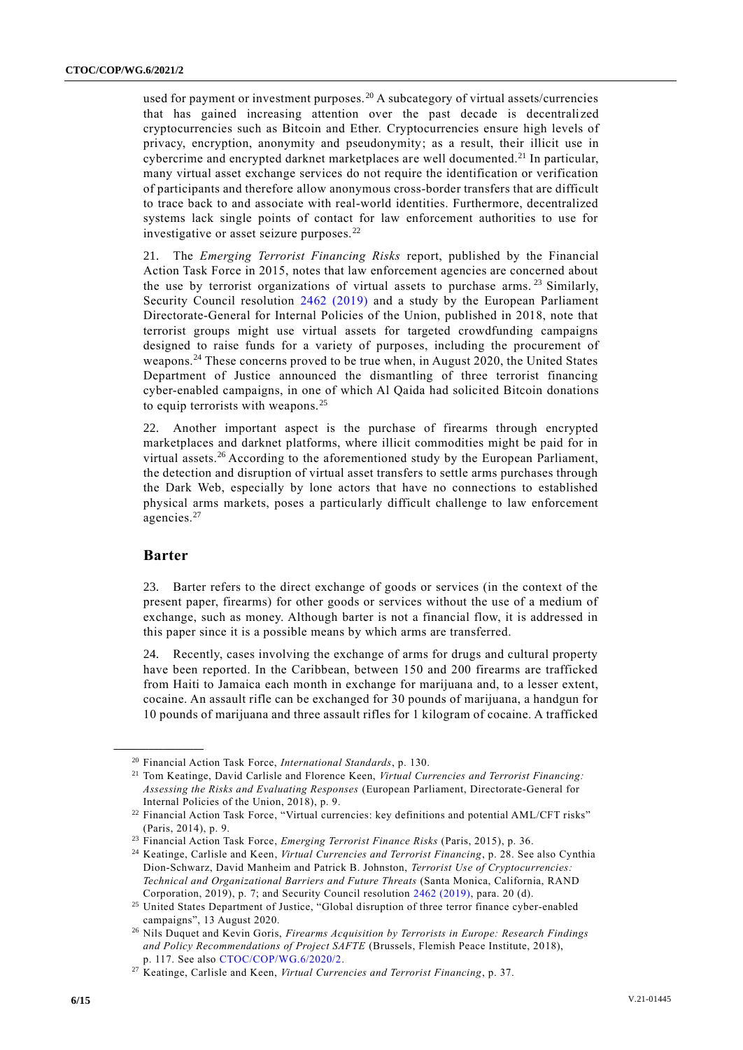used for payment or investment purposes.[20] A subcategory of virtual assets/currencies that has gained increasing attention over the past decade is decentralized cryptocurrencies such as Bitcoin and Ether. Cryptocurrencies ensure high levels of privacy, encryption, anonymity and pseudonymity; as a result, their illicit use in cybercrime and encrypted darknet marketplaces are well documented.[21] In particular, many virtual asset exchange services do not require the identification or verification of participants and therefore allow anonymous cross-border transfers that are difficult to trace back to and associate with real-world identities. Furthermore, decentralized systems lack single points of contact for law enforcement authorities to use for investigative or asset seizure purposes.[22]

21. The *Emerging Terrorist Financing Risks* report, published by the Financial Action Task Force in 2015, notes that law enforcement agencies are concerned about the use by terrorist organizations of virtual assets to purchase arms.[23] Similarly, Security Council resolution 2462 (2019) and a study by the European Parliament Directorate-General for Internal Policies of the Union, published in 2018, note that terrorist groups might use virtual assets for targeted crowdfunding campaigns designed to raise funds for a variety of purposes, including the procurement of weapons.[24] These concerns proved to be true when, in August 2020, the United States Department of Justice announced the dismantling of three terrorist financing cyber-enabled campaigns, in one of which Al Qaida had solicited Bitcoin donations to equip terrorists with weapons.[25]

22. Another important aspect is the purchase of firearms through encrypted marketplaces and darknet platforms, where illicit commodities might be paid for in virtual assets.[26] According to the aforementioned study by the European Parliament, the detection and disruption of virtual asset transfers to settle arms purchases through the Dark Web, especially by lone actors that have no connections to established physical arms markets, poses a particularly difficult challenge to law enforcement agencies.[27]

## Barter

23. Barter refers to the direct exchange of goods or services (in the context of the present paper, firearms) for other goods or services without the use of a medium of exchange, such as money. Although barter is not a financial flow, it is addressed in this paper since it is a possible means by which arms are transferred.

24. Recently, cases involving the exchange of arms for drugs and cultural property have been reported. In the Caribbean, between 150 and 200 firearms are trafficked from Haiti to Jamaica each month in exchange for marijuana and, to a lesser extent, cocaine. An assault rifle can be exchanged for 30 pounds of marijuana, a handgun for 10 pounds of marijuana and three assault rifles for 1 kilogram of cocaine. A trafficked

---

[20] Financial Action Task Force, *International Standards*, p. 130.

[21] Tom Keatinge, David Carlisle and Florence Keen, *Virtual Currencies and Terrorist Financing: Assessing the Risks and Evaluating Responses* (European Parliament, Directorate-General for Internal Policies of the Union, 2018), p. 9.

[22] Financial Action Task Force, "Virtual currencies: key definitions and potential AML/CFT risks" (Paris, 2014), p. 9.

[23] Financial Action Task Force, *Emerging Terrorist Finance Risks* (Paris, 2015), p. 36.

[24] Keatinge, Carlisle and Keen, *Virtual Currencies and Terrorist Financing*, p. 28. See also Cynthia Dion-Schwarz, David Manheim and Patrick B. Johnston, *Terrorist Use of Cryptocurrencies: Technical and Organizational Barriers and Future Threats* (Santa Monica, California, RAND Corporation, 2019), p. 7; and Security Council resolution 2462 (2019), para. 20 (d).

[25] United States Department of Justice, "Global disruption of three terror finance cyber-enabled campaigns", 13 August 2020.

[26] Nils Duquet and Kevin Goris, *Firearms Acquisition by Terrorists in Europe: Research Findings and Policy Recommendations of Project SAFTE* (Brussels, Flemish Peace Institute, 2018), p. 117. See also CTOC/COP/WG.6/2020/2.

[27] Keatinge, Carlisle and Keen, *Virtual Currencies and Terrorist Financing*, p. 37.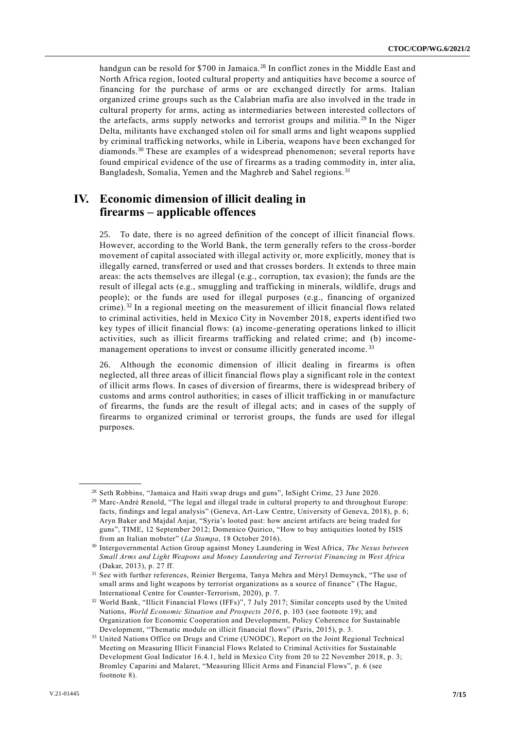handgun can be resold for $700 in Jamaica.[28] In conflict zones in the Middle East and North Africa region, looted cultural property and antiquities have become a source of financing for the purchase of arms or are exchanged directly for arms. Italian organized crime groups such as the Calabrian mafia are also involved in the trade in cultural property for arms, acting as intermediaries between interested collectors of the artefacts, arms supply networks and terrorist groups and militia.[29] In the Niger Delta, militants have exchanged stolen oil for small arms and light weapons supplied by criminal trafficking networks, while in Liberia, weapons have been exchanged for diamonds.[30] These are examples of a widespread phenomenon; several reports have found empirical evidence of the use of firearms as a trading commodity in, inter alia, Bangladesh, Somalia, Yemen and the Maghreb and Sahel regions.[31]

## IV. Economic dimension of illicit dealing in firearms – applicable offences

25. To date, there is no agreed definition of the concept of illicit financial flows. However, according to the World Bank, the term generally refers to the cross-border movement of capital associated with illegal activity or, more explicitly, money that is illegally earned, transferred or used and that crosses borders. It extends to three main areas: the acts themselves are illegal (e.g., corruption, tax evasion); the funds are the result of illegal acts (e.g., smuggling and trafficking in minerals, wildlife, drugs and people); or the funds are used for illegal purposes (e.g., financing of organized crime).[32] In a regional meeting on the measurement of illicit financial flows related to criminal activities, held in Mexico City in November 2018, experts identified two key types of illicit financial flows: (a) income-generating operations linked to illicit activities, such as illicit firearms trafficking and related crime; and (b) income-management operations to invest or consume illicitly generated income.[33]

26. Although the economic dimension of illicit dealing in firearms is often neglected, all three areas of illicit financial flows play a significant role in the context of illicit arms flows. In cases of diversion of firearms, there is widespread bribery of customs and arms control authorities; in cases of illicit trafficking in or manufacture of firearms, the funds are the result of illegal acts; and in cases of the supply of firearms to organized criminal or terrorist groups, the funds are used for illegal purposes.

---

[28] Seth Robbins, "Jamaica and Haiti swap drugs and guns", InSight Crime, 23 June 2020.

[29] Marc-André Renold, "The legal and illegal trade in cultural property to and throughout Europe: facts, findings and legal analysis" (Geneva, Art-Law Centre, University of Geneva, 2018), p. 6; Aryn Baker and Majdal Anjar, "Syria's looted past: how ancient artifacts are being traded for guns", TIME, 12 September 2012; Domenico Quirico, "How to buy antiquities looted by ISIS from an Italian mobster" (*La Stampa*, 18 October 2016).

[30] Intergovernmental Action Group against Money Laundering in West Africa, *The Nexus between Small Arms and Light Weapons and Money Laundering and Terrorist Financing in West Africa* (Dakar, 2013), p. 27 ff.

[31] See with further references, Reinier Bergema, Tanya Mehra and Méryl Demuynck, "The use of small arms and light weapons by terrorist organizations as a source of finance" (The Hague, International Centre for Counter-Terrorism, 2020), p. 7.

[32] World Bank, "Illicit Financial Flows (IFFs)", 7 July 2017; Similar concepts used by the United Nations, *World Economic Situation and Prospects 2016*, p. 103 (see footnote 19); and Organization for Economic Cooperation and Development, Policy Coherence for Sustainable Development, "Thematic module on illicit financial flows" (Paris, 2015), p. 3.

[33] United Nations Office on Drugs and Crime (UNODC), Report on the Joint Regional Technical Meeting on Measuring Illicit Financial Flows Related to Criminal Activities for Sustainable Development Goal Indicator 16.4.1, held in Mexico City from 20 to 22 November 2018, p. 3; Bromley Caparini and Malaret, "Measuring Illicit Arms and Financial Flows", p. 6 (see footnote 8).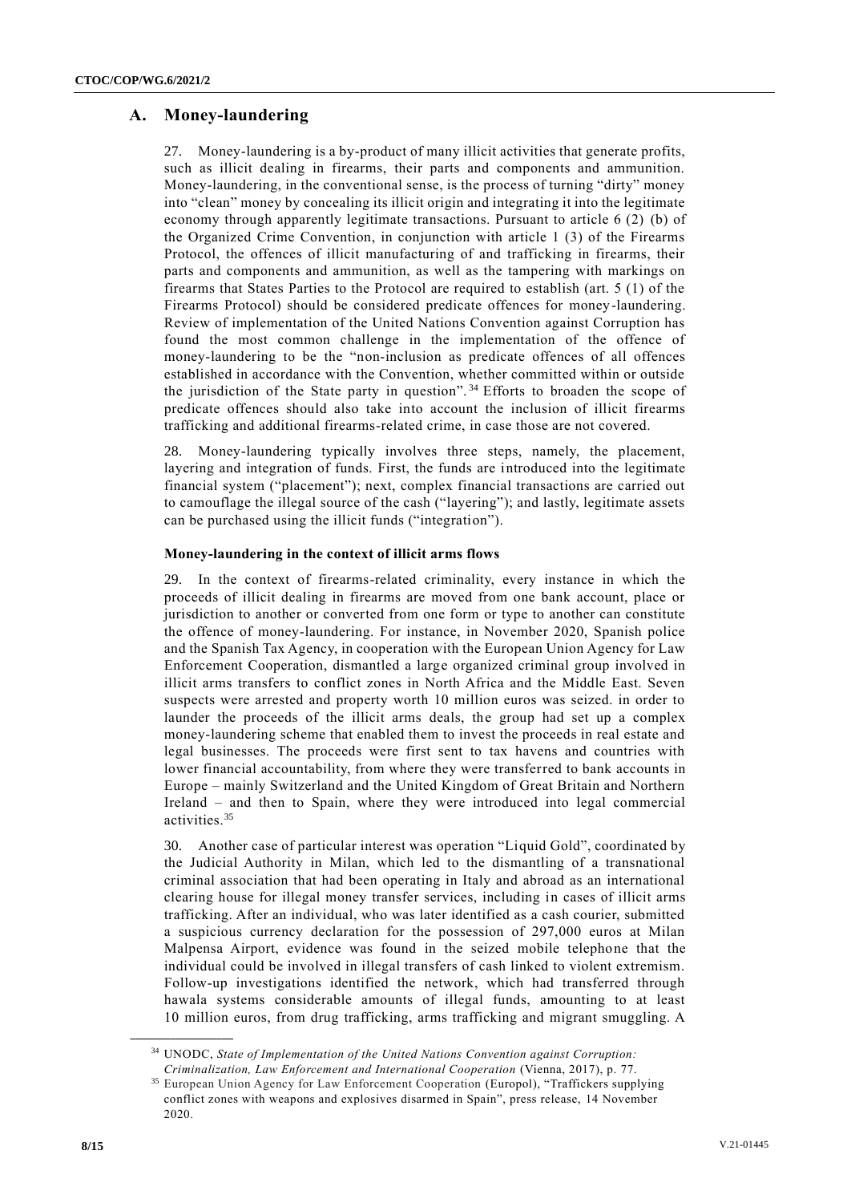## A. Money-laundering

27. Money-laundering is a by-product of many illicit activities that generate profits, such as illicit dealing in firearms, their parts and components and ammunition. Money-laundering, in the conventional sense, is the process of turning "dirty" money into "clean" money by concealing its illicit origin and integrating it into the legitimate economy through apparently legitimate transactions. Pursuant to article 6 (2) (b) of the Organized Crime Convention, in conjunction with article 1 (3) of the Firearms Protocol, the offences of illicit manufacturing of and trafficking in firearms, their parts and components and ammunition, as well as the tampering with markings on firearms that States Parties to the Protocol are required to establish (art. 5 (1) of the Firearms Protocol) should be considered predicate offences for money-laundering. Review of implementation of the United Nations Convention against Corruption has found the most common challenge in the implementation of the offence of money-laundering to be the "non-inclusion as predicate offences of all offences established in accordance with the Convention, whether committed within or outside the jurisdiction of the State party in question".[34] Efforts to broaden the scope of predicate offences should also take into account the inclusion of illicit firearms trafficking and additional firearms-related crime, in case those are not covered.

28. Money-laundering typically involves three steps, namely, the placement, layering and integration of funds. First, the funds are introduced into the legitimate financial system ("placement"); next, complex financial transactions are carried out to camouflage the illegal source of the cash ("layering"); and lastly, legitimate assets can be purchased using the illicit funds ("integration").

### Money-laundering in the context of illicit arms flows

29. In the context of firearms-related criminality, every instance in which the proceeds of illicit dealing in firearms are moved from one bank account, place or jurisdiction to another or converted from one form or type to another can constitute the offence of money-laundering. For instance, in November 2020, Spanish police and the Spanish Tax Agency, in cooperation with the European Union Agency for Law Enforcement Cooperation, dismantled a large organized criminal group involved in illicit arms transfers to conflict zones in North Africa and the Middle East. Seven suspects were arrested and property worth 10 million euros was seized. in order to launder the proceeds of the illicit arms deals, the group had set up a complex money-laundering scheme that enabled them to invest the proceeds in real estate and legal businesses. The proceeds were first sent to tax havens and countries with lower financial accountability, from where they were transferred to bank accounts in Europe – mainly Switzerland and the United Kingdom of Great Britain and Northern Ireland – and then to Spain, where they were introduced into legal commercial activities.[35]

30. Another case of particular interest was operation "Liquid Gold", coordinated by the Judicial Authority in Milan, which led to the dismantling of a transnational criminal association that had been operating in Italy and abroad as an international clearing house for illegal money transfer services, including in cases of illicit arms trafficking. After an individual, who was later identified as a cash courier, submitted a suspicious currency declaration for the possession of 297,000 euros at Milan Malpensa Airport, evidence was found in the seized mobile telephone that the individual could be involved in illegal transfers of cash linked to violent extremism. Follow-up investigations identified the network, which had transferred through hawala systems considerable amounts of illegal funds, amounting to at least 10 million euros, from drug trafficking, arms trafficking and migrant smuggling. A

---

[34] UNODC, *State of Implementation of the United Nations Convention against Corruption: Criminalization, Law Enforcement and International Cooperation* (Vienna, 2017), p. 77.

[35] European Union Agency for Law Enforcement Cooperation (Europol), "Traffickers supplying conflict zones with weapons and explosives disarmed in Spain", press release, 14 November 2020.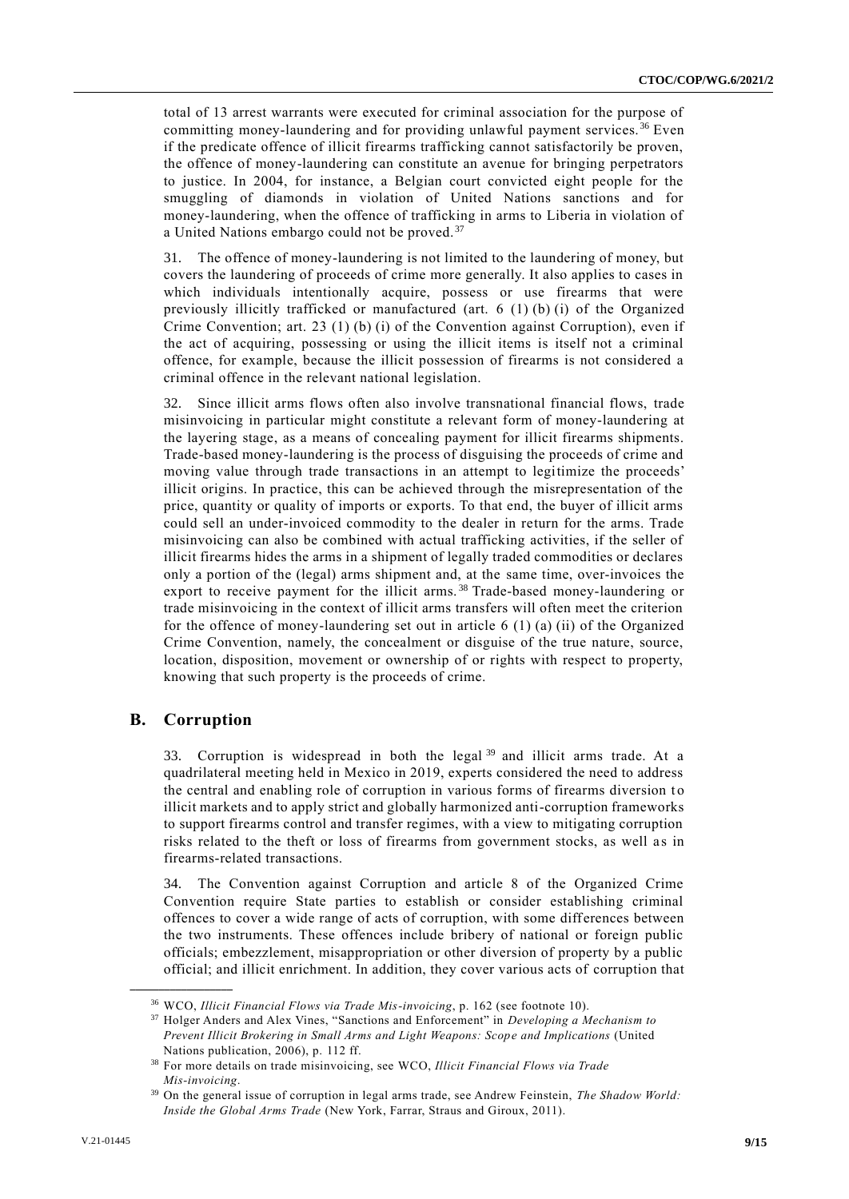total of 13 arrest warrants were executed for criminal association for the purpose of committing money-laundering and for providing unlawful payment services.[36] Even if the predicate offence of illicit firearms trafficking cannot satisfactorily be proven, the offence of money-laundering can constitute an avenue for bringing perpetrators to justice. In 2004, for instance, a Belgian court convicted eight people for the smuggling of diamonds in violation of United Nations sanctions and for money-laundering, when the offence of trafficking in arms to Liberia in violation of a United Nations embargo could not be proved.[37]

31. The offence of money-laundering is not limited to the laundering of money, but covers the laundering of proceeds of crime more generally. It also applies to cases in which individuals intentionally acquire, possess or use firearms that were previously illicitly trafficked or manufactured (art. 6 (1) (b) (i) of the Organized Crime Convention; art. 23 (1) (b) (i) of the Convention against Corruption), even if the act of acquiring, possessing or using the illicit items is itself not a criminal offence, for example, because the illicit possession of firearms is not considered a criminal offence in the relevant national legislation.

32. Since illicit arms flows often also involve transnational financial flows, trade misinvoicing in particular might constitute a relevant form of money-laundering at the layering stage, as a means of concealing payment for illicit firearms shipments. Trade-based money-laundering is the process of disguising the proceeds of crime and moving value through trade transactions in an attempt to legitimize the proceeds' illicit origins. In practice, this can be achieved through the misrepresentation of the price, quantity or quality of imports or exports. To that end, the buyer of illicit arms could sell an under-invoiced commodity to the dealer in return for the arms. Trade misinvoicing can also be combined with actual trafficking activities, if the seller of illicit firearms hides the arms in a shipment of legally traded commodities or declares only a portion of the (legal) arms shipment and, at the same time, over-invoices the export to receive payment for the illicit arms.[38] Trade-based money-laundering or trade misinvoicing in the context of illicit arms transfers will often meet the criterion for the offence of money-laundering set out in article 6 (1) (a) (ii) of the Organized Crime Convention, namely, the concealment or disguise of the true nature, source, location, disposition, movement or ownership of or rights with respect to property, knowing that such property is the proceeds of crime.

## B. Corruption

33. Corruption is widespread in both the legal[39] and illicit arms trade. At a quadrilateral meeting held in Mexico in 2019, experts considered the need to address the central and enabling role of corruption in various forms of firearms diversion to illicit markets and to apply strict and globally harmonized anti-corruption frameworks to support firearms control and transfer regimes, with a view to mitigating corruption risks related to the theft or loss of firearms from government stocks, as well as in firearms-related transactions.

34. The Convention against Corruption and article 8 of the Organized Crime Convention require State parties to establish or consider establishing criminal offences to cover a wide range of acts of corruption, with some differences between the two instruments. These offences include bribery of national or foreign public officials; embezzlement, misappropriation or other diversion of property by a public official; and illicit enrichment. In addition, they cover various acts of corruption that

---

[36] WCO, *Illicit Financial Flows via Trade Mis-invoicing*, p. 162 (see footnote 10).

[37] Holger Anders and Alex Vines, "Sanctions and Enforcement" in *Developing a Mechanism to Prevent Illicit Brokering in Small Arms and Light Weapons: Scope and Implications* (United Nations publication, 2006), p. 112 ff.

[38] For more details on trade misinvoicing, see WCO, *Illicit Financial Flows via Trade Mis-invoicing*.

[39] On the general issue of corruption in legal arms trade, see Andrew Feinstein, *The Shadow World: Inside the Global Arms Trade* (New York, Farrar, Straus and Giroux, 2011).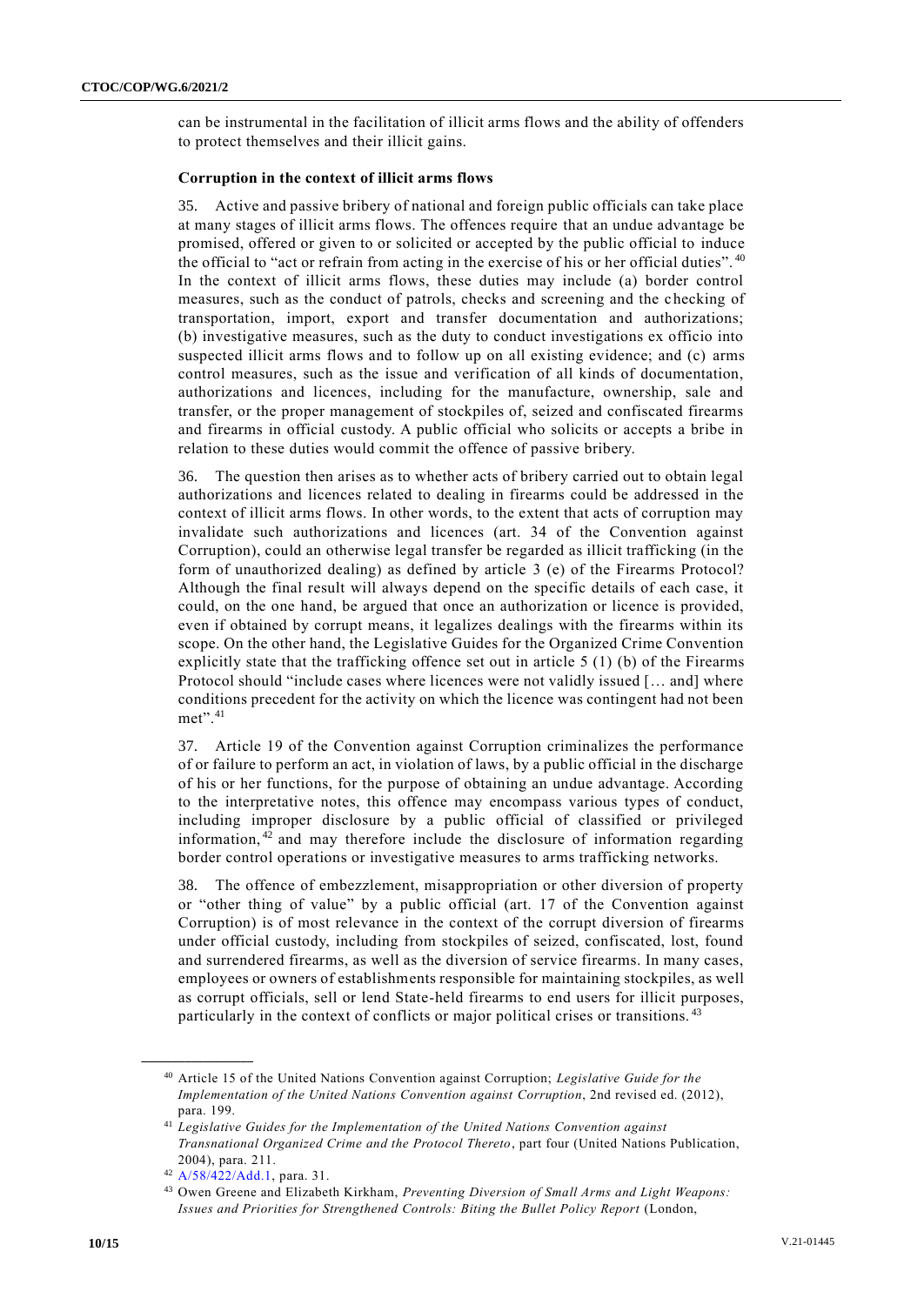can be instrumental in the facilitation of illicit arms flows and the ability of offenders to protect themselves and their illicit gains.

**Corruption in the context of illicit arms flows**

35. Active and passive bribery of national and foreign public officials can take place at many stages of illicit arms flows. The offences require that an undue advantage be promised, offered or given to or solicited or accepted by the public official to induce the official to "act or refrain from acting in the exercise of his or her official duties".[40] In the context of illicit arms flows, these duties may include (a) border control measures, such as the conduct of patrols, checks and screening and the checking of transportation, import, export and transfer documentation and authorizations; (b) investigative measures, such as the duty to conduct investigations ex officio into suspected illicit arms flows and to follow up on all existing evidence; and (c) arms control measures, such as the issue and verification of all kinds of documentation, authorizations and licences, including for the manufacture, ownership, sale and transfer, or the proper management of stockpiles of, seized and confiscated firearms and firearms in official custody. A public official who solicits or accepts a bribe in relation to these duties would commit the offence of passive bribery.

36. The question then arises as to whether acts of bribery carried out to obtain legal authorizations and licences related to dealing in firearms could be addressed in the context of illicit arms flows. In other words, to the extent that acts of corruption may invalidate such authorizations and licences (art. 34 of the Convention against Corruption), could an otherwise legal transfer be regarded as illicit trafficking (in the form of unauthorized dealing) as defined by article 3 (e) of the Firearms Protocol? Although the final result will always depend on the specific details of each case, it could, on the one hand, be argued that once an authorization or licence is provided, even if obtained by corrupt means, it legalizes dealings with the firearms within its scope. On the other hand, the Legislative Guides for the Organized Crime Convention explicitly state that the trafficking offence set out in article 5 (1) (b) of the Firearms Protocol should "include cases where licences were not validly issued [… and] where conditions precedent for the activity on which the licence was contingent had not been met".[41]

37. Article 19 of the Convention against Corruption criminalizes the performance of or failure to perform an act, in violation of laws, by a public official in the discharge of his or her functions, for the purpose of obtaining an undue advantage. According to the interpretative notes, this offence may encompass various types of conduct, including improper disclosure by a public official of classified or privileged information,[42] and may therefore include the disclosure of information regarding border control operations or investigative measures to arms trafficking networks.

38. The offence of embezzlement, misappropriation or other diversion of property or "other thing of value" by a public official (art. 17 of the Convention against Corruption) is of most relevance in the context of the corrupt diversion of firearms under official custody, including from stockpiles of seized, confiscated, lost, found and surrendered firearms, as well as the diversion of service firearms. In many cases, employees or owners of establishments responsible for maintaining stockpiles, as well as corrupt officials, sell or lend State-held firearms to end users for illicit purposes, particularly in the context of conflicts or major political crises or transitions.[43]

---

[40] Article 15 of the United Nations Convention against Corruption; *Legislative Guide for the Implementation of the United Nations Convention against Corruption*, 2nd revised ed. (2012), para. 199.

[41] *Legislative Guides for the Implementation of the United Nations Convention against Transnational Organized Crime and the Protocol Thereto*, part four (United Nations Publication, 2004), para. 211.

[42] A/58/422/Add.1, para. 31.

[43] Owen Greene and Elizabeth Kirkham, *Preventing Diversion of Small Arms and Light Weapons: Issues and Priorities for Strengthened Controls: Biting the Bullet Policy Report* (London,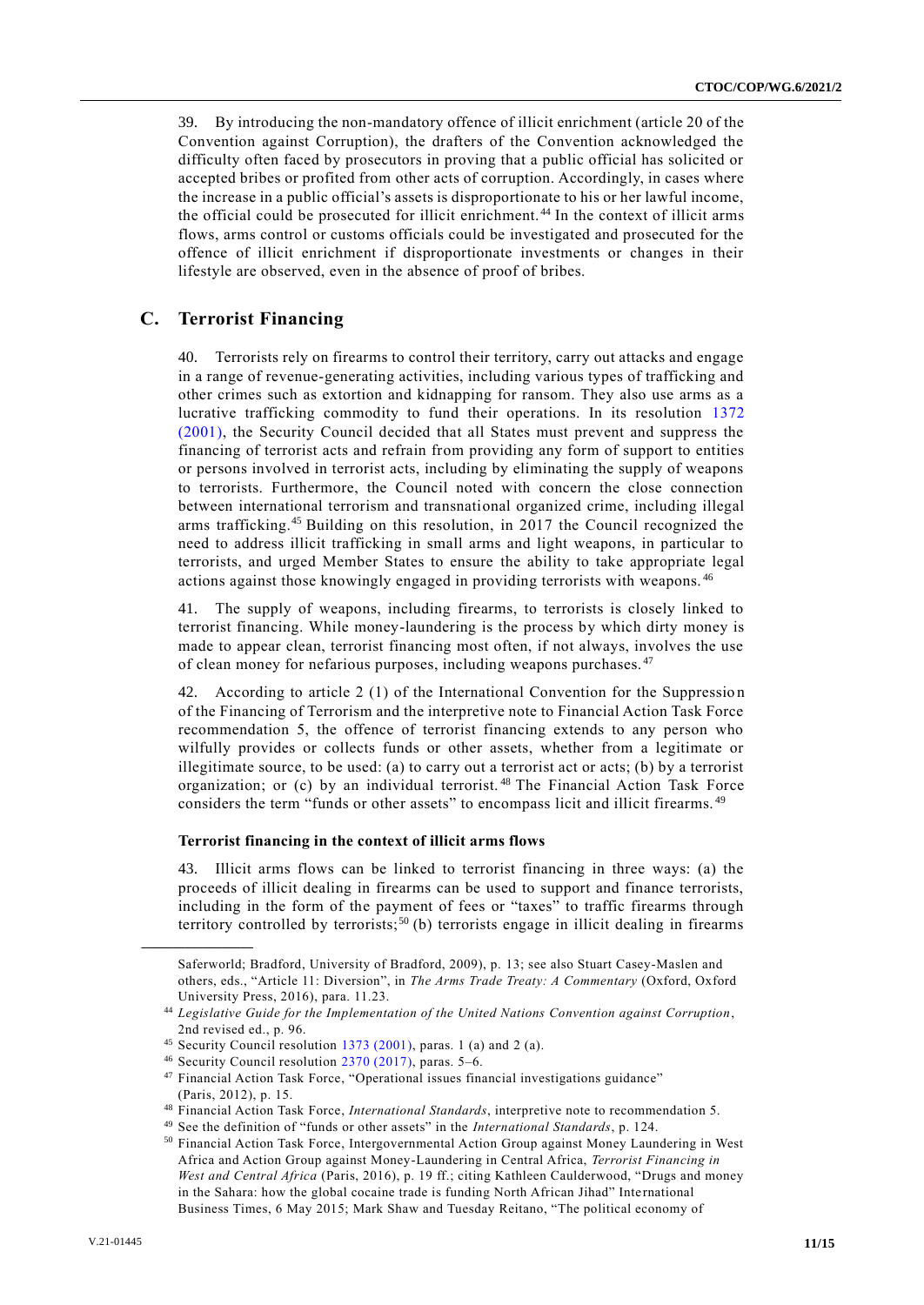39. By introducing the non-mandatory offence of illicit enrichment (article 20 of the Convention against Corruption), the drafters of the Convention acknowledged the difficulty often faced by prosecutors in proving that a public official has solicited or accepted bribes or profited from other acts of corruption. Accordingly, in cases where the increase in a public official's assets is disproportionate to his or her lawful income, the official could be prosecuted for illicit enrichment.[44] In the context of illicit arms flows, arms control or customs officials could be investigated and prosecuted for the offence of illicit enrichment if disproportionate investments or changes in their lifestyle are observed, even in the absence of proof of bribes.

## C. Terrorist Financing

40. Terrorists rely on firearms to control their territory, carry out attacks and engage in a range of revenue-generating activities, including various types of trafficking and other crimes such as extortion and kidnapping for ransom. They also use arms as a lucrative trafficking commodity to fund their operations. In its resolution 1372 (2001), the Security Council decided that all States must prevent and suppress the financing of terrorist acts and refrain from providing any form of support to entities or persons involved in terrorist acts, including by eliminating the supply of weapons to terrorists. Furthermore, the Council noted with concern the close connection between international terrorism and transnational organized crime, including illegal arms trafficking.[45] Building on this resolution, in 2017 the Council recognized the need to address illicit trafficking in small arms and light weapons, in particular to terrorists, and urged Member States to ensure the ability to take appropriate legal actions against those knowingly engaged in providing terrorists with weapons.[46]

41. The supply of weapons, including firearms, to terrorists is closely linked to terrorist financing. While money-laundering is the process by which dirty money is made to appear clean, terrorist financing most often, if not always, involves the use of clean money for nefarious purposes, including weapons purchases.[47]

42. According to article 2 (1) of the International Convention for the Suppression of the Financing of Terrorism and the interpretive note to Financial Action Task Force recommendation 5, the offence of terrorist financing extends to any person who wilfully provides or collects funds or other assets, whether from a legitimate or illegitimate source, to be used: (a) to carry out a terrorist act or acts; (b) by a terrorist organization; or (c) by an individual terrorist.[48] The Financial Action Task Force considers the term "funds or other assets" to encompass licit and illicit firearms.[49]

### Terrorist financing in the context of illicit arms flows

43. Illicit arms flows can be linked to terrorist financing in three ways: (a) the proceeds of illicit dealing in firearms can be used to support and finance terrorists, including in the form of the payment of fees or "taxes" to traffic firearms through territory controlled by terrorists;[50] (b) terrorists engage in illicit dealing in firearms

---

Saferworld; Bradford, University of Bradford, 2009), p. 13; see also Stuart Casey-Maslen and others, eds., "Article 11: Diversion", in *The Arms Trade Treaty: A Commentary* (Oxford, Oxford University Press, 2016), para. 11.23.

[44] *Legislative Guide for the Implementation of the United Nations Convention against Corruption*, 2nd revised ed., p. 96.

[45] Security Council resolution 1373 (2001), paras. 1 (a) and 2 (a).

[46] Security Council resolution 2370 (2017), paras. 5–6.

[47] Financial Action Task Force, "Operational issues financial investigations guidance" (Paris, 2012), p. 15.

[48] Financial Action Task Force, *International Standards*, interpretive note to recommendation 5.

[49] See the definition of "funds or other assets" in the *International Standards*, p. 124.

[50] Financial Action Task Force, Intergovernmental Action Group against Money Laundering in West Africa and Action Group against Money-Laundering in Central Africa, *Terrorist Financing in West and Central Africa* (Paris, 2016), p. 19 ff.; citing Kathleen Caulderwood, "Drugs and money in the Sahara: how the global cocaine trade is funding North African Jihad" International Business Times, 6 May 2015; Mark Shaw and Tuesday Reitano, "The political economy of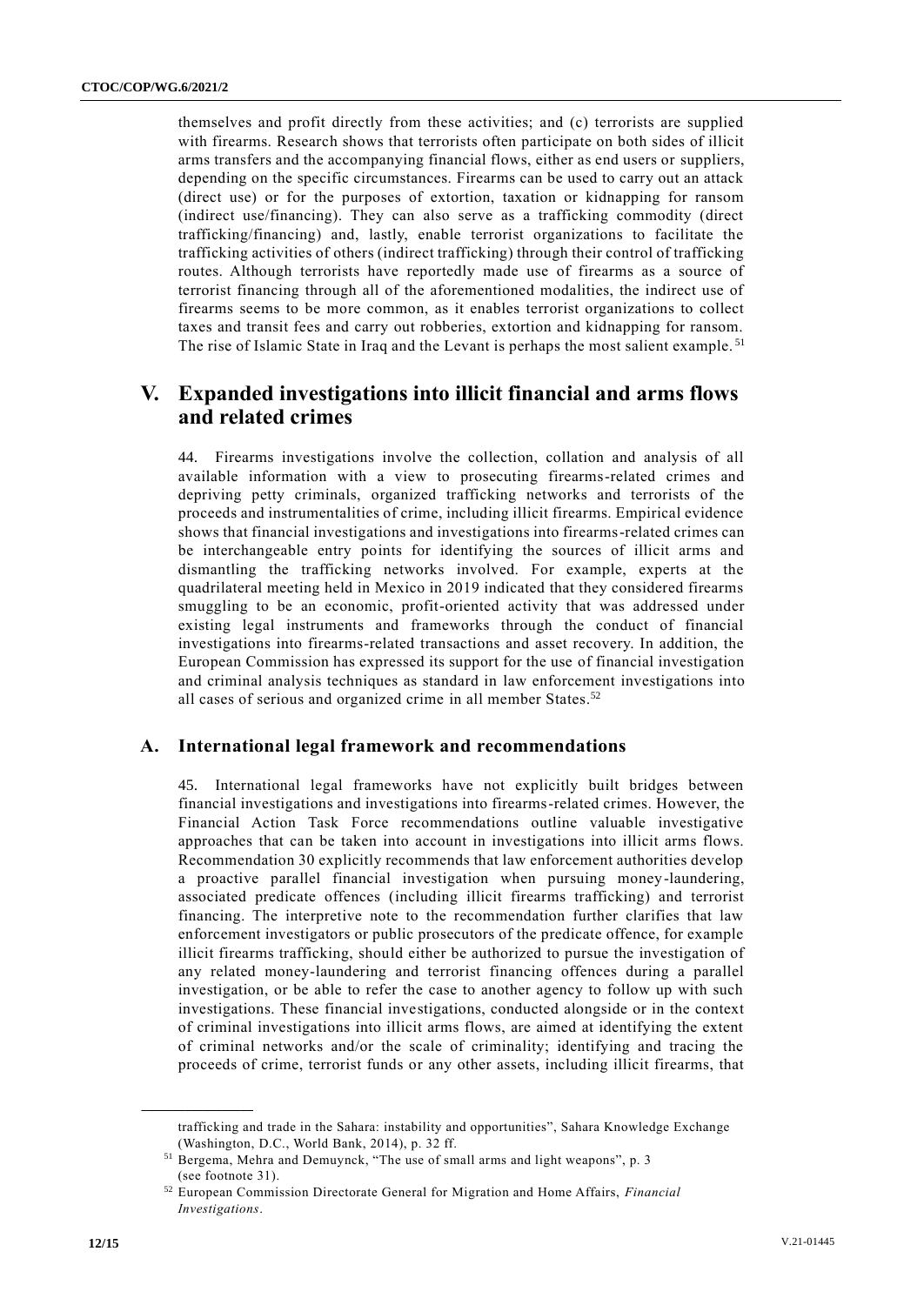themselves and profit directly from these activities; and (c) terrorists are supplied with firearms. Research shows that terrorists often participate on both sides of illicit arms transfers and the accompanying financial flows, either as end users or suppliers, depending on the specific circumstances. Firearms can be used to carry out an attack (direct use) or for the purposes of extortion, taxation or kidnapping for ransom (indirect use/financing). They can also serve as a trafficking commodity (direct trafficking/financing) and, lastly, enable terrorist organizations to facilitate the trafficking activities of others (indirect trafficking) through their control of trafficking routes. Although terrorists have reportedly made use of firearms as a source of terrorist financing through all of the aforementioned modalities, the indirect use of firearms seems to be more common, as it enables terrorist organizations to collect taxes and transit fees and carry out robberies, extortion and kidnapping for ransom. The rise of Islamic State in Iraq and the Levant is perhaps the most salient example.[51]

## V. Expanded investigations into illicit financial and arms flows and related crimes

44. Firearms investigations involve the collection, collation and analysis of all available information with a view to prosecuting firearms-related crimes and depriving petty criminals, organized trafficking networks and terrorists of the proceeds and instrumentalities of crime, including illicit firearms. Empirical evidence shows that financial investigations and investigations into firearms-related crimes can be interchangeable entry points for identifying the sources of illicit arms and dismantling the trafficking networks involved. For example, experts at the quadrilateral meeting held in Mexico in 2019 indicated that they considered firearms smuggling to be an economic, profit-oriented activity that was addressed under existing legal instruments and frameworks through the conduct of financial investigations into firearms-related transactions and asset recovery. In addition, the European Commission has expressed its support for the use of financial investigation and criminal analysis techniques as standard in law enforcement investigations into all cases of serious and organized crime in all member States.[52]

### A. International legal framework and recommendations

45. International legal frameworks have not explicitly built bridges between financial investigations and investigations into firearms-related crimes. However, the Financial Action Task Force recommendations outline valuable investigative approaches that can be taken into account in investigations into illicit arms flows. Recommendation 30 explicitly recommends that law enforcement authorities develop a proactive parallel financial investigation when pursuing money-laundering, associated predicate offences (including illicit firearms trafficking) and terrorist financing. The interpretive note to the recommendation further clarifies that law enforcement investigators or public prosecutors of the predicate offence, for example illicit firearms trafficking, should either be authorized to pursue the investigation of any related money-laundering and terrorist financing offences during a parallel investigation, or be able to refer the case to another agency to follow up with such investigations. These financial investigations, conducted alongside or in the context of criminal investigations into illicit arms flows, are aimed at identifying the extent of criminal networks and/or the scale of criminality; identifying and tracing the proceeds of crime, terrorist funds or any other assets, including illicit firearms, that

trafficking and trade in the Sahara: instability and opportunities", Sahara Knowledge Exchange (Washington, D.C., World Bank, 2014), p. 32 ff.

[51] Bergema, Mehra and Demuynck, "The use of small arms and light weapons", p. 3 (see footnote 31).

[52] European Commission Directorate General for Migration and Home Affairs, *Financial Investigations*.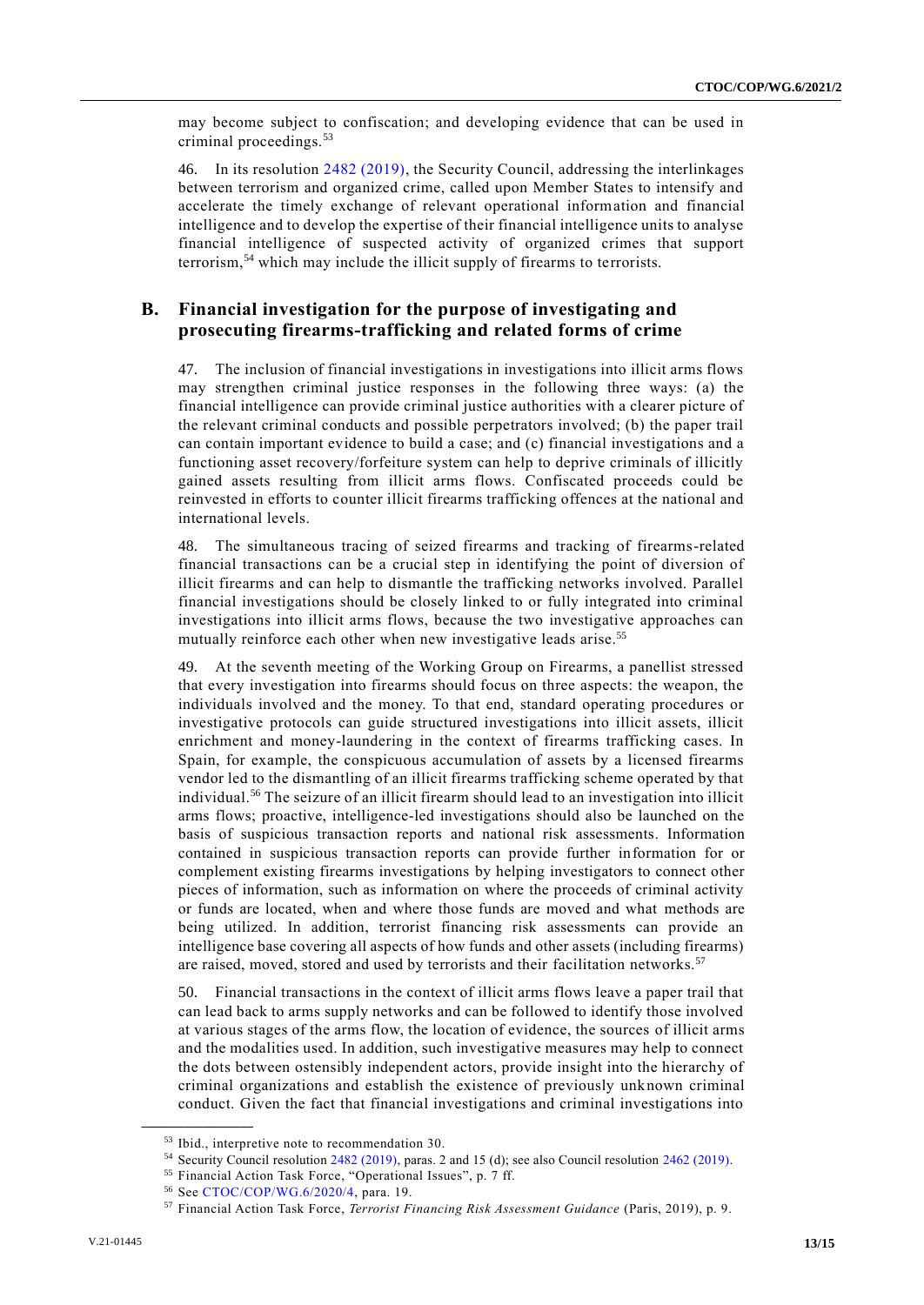may become subject to confiscation; and developing evidence that can be used in criminal proceedings.[53]

46. In its resolution 2482 (2019), the Security Council, addressing the interlinkages between terrorism and organized crime, called upon Member States to intensify and accelerate the timely exchange of relevant operational information and financial intelligence and to develop the expertise of their financial intelligence units to analyse financial intelligence of suspected activity of organized crimes that support terrorism,[54] which may include the illicit supply of firearms to terrorists.

## B. Financial investigation for the purpose of investigating and prosecuting firearms-trafficking and related forms of crime

47. The inclusion of financial investigations in investigations into illicit arms flows may strengthen criminal justice responses in the following three ways: (a) the financial intelligence can provide criminal justice authorities with a clearer picture of the relevant criminal conducts and possible perpetrators involved; (b) the paper trail can contain important evidence to build a case; and (c) financial investigations and a functioning asset recovery/forfeiture system can help to deprive criminals of illicitly gained assets resulting from illicit arms flows. Confiscated proceeds could be reinvested in efforts to counter illicit firearms trafficking offences at the national and international levels.

48. The simultaneous tracing of seized firearms and tracking of firearms-related financial transactions can be a crucial step in identifying the point of diversion of illicit firearms and can help to dismantle the trafficking networks involved. Parallel financial investigations should be closely linked to or fully integrated into criminal investigations into illicit arms flows, because the two investigative approaches can mutually reinforce each other when new investigative leads arise.[55]

49. At the seventh meeting of the Working Group on Firearms, a panellist stressed that every investigation into firearms should focus on three aspects: the weapon, the individuals involved and the money. To that end, standard operating procedures or investigative protocols can guide structured investigations into illicit assets, illicit enrichment and money-laundering in the context of firearms trafficking cases. In Spain, for example, the conspicuous accumulation of assets by a licensed firearms vendor led to the dismantling of an illicit firearms trafficking scheme operated by that individual.[56] The seizure of an illicit firearm should lead to an investigation into illicit arms flows; proactive, intelligence-led investigations should also be launched on the basis of suspicious transaction reports and national risk assessments. Information contained in suspicious transaction reports can provide further information for or complement existing firearms investigations by helping investigators to connect other pieces of information, such as information on where the proceeds of criminal activity or funds are located, when and where those funds are moved and what methods are being utilized. In addition, terrorist financing risk assessments can provide an intelligence base covering all aspects of how funds and other assets (including firearms) are raised, moved, stored and used by terrorists and their facilitation networks.[57]

50. Financial transactions in the context of illicit arms flows leave a paper trail that can lead back to arms supply networks and can be followed to identify those involved at various stages of the arms flow, the location of evidence, the sources of illicit arms and the modalities used. In addition, such investigative measures may help to connect the dots between ostensibly independent actors, provide insight into the hierarchy of criminal organizations and establish the existence of previously unknown criminal conduct. Given the fact that financial investigations and criminal investigations into

---

[53] Ibid., interpretive note to recommendation 30.

[54] Security Council resolution 2482 (2019), paras. 2 and 15 (d); see also Council resolution 2462 (2019).

[55] Financial Action Task Force, "Operational Issues", p. 7 ff.

[56] See CTOC/COP/WG.6/2020/4, para. 19.

[57] Financial Action Task Force, *Terrorist Financing Risk Assessment Guidance* (Paris, 2019), p. 9.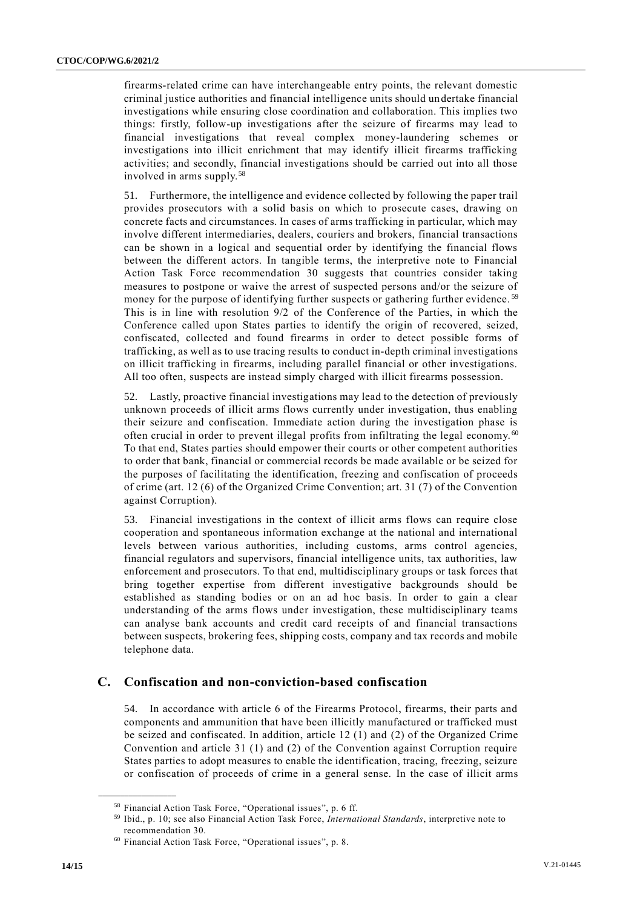firearms-related crime can have interchangeable entry points, the relevant domestic criminal justice authorities and financial intelligence units should undertake financial investigations while ensuring close coordination and collaboration. This implies two things: firstly, follow-up investigations after the seizure of firearms may lead to financial investigations that reveal complex money-laundering schemes or investigations into illicit enrichment that may identify illicit firearms trafficking activities; and secondly, financial investigations should be carried out into all those involved in arms supply.[58]

51. Furthermore, the intelligence and evidence collected by following the paper trail provides prosecutors with a solid basis on which to prosecute cases, drawing on concrete facts and circumstances. In cases of arms trafficking in particular, which may involve different intermediaries, dealers, couriers and brokers, financial transactions can be shown in a logical and sequential order by identifying the financial flows between the different actors. In tangible terms, the interpretive note to Financial Action Task Force recommendation 30 suggests that countries consider taking measures to postpone or waive the arrest of suspected persons and/or the seizure of money for the purpose of identifying further suspects or gathering further evidence.[59] This is in line with resolution 9/2 of the Conference of the Parties, in which the Conference called upon States parties to identify the origin of recovered, seized, confiscated, collected and found firearms in order to detect possible forms of trafficking, as well as to use tracing results to conduct in-depth criminal investigations on illicit trafficking in firearms, including parallel financial or other investigations. All too often, suspects are instead simply charged with illicit firearms possession.

52. Lastly, proactive financial investigations may lead to the detection of previously unknown proceeds of illicit arms flows currently under investigation, thus enabling their seizure and confiscation. Immediate action during the investigation phase is often crucial in order to prevent illegal profits from infiltrating the legal economy.[60] To that end, States parties should empower their courts or other competent authorities to order that bank, financial or commercial records be made available or be seized for the purposes of facilitating the identification, freezing and confiscation of proceeds of crime (art. 12 (6) of the Organized Crime Convention; art. 31 (7) of the Convention against Corruption).

53. Financial investigations in the context of illicit arms flows can require close cooperation and spontaneous information exchange at the national and international levels between various authorities, including customs, arms control agencies, financial regulators and supervisors, financial intelligence units, tax authorities, law enforcement and prosecutors. To that end, multidisciplinary groups or task forces that bring together expertise from different investigative backgrounds should be established as standing bodies or on an ad hoc basis. In order to gain a clear understanding of the arms flows under investigation, these multidisciplinary teams can analyse bank accounts and credit card receipts of and financial transactions between suspects, brokering fees, shipping costs, company and tax records and mobile telephone data.

## C. Confiscation and non-conviction-based confiscation

54. In accordance with article 6 of the Firearms Protocol, firearms, their parts and components and ammunition that have been illicitly manufactured or trafficked must be seized and confiscated. In addition, article 12 (1) and (2) of the Organized Crime Convention and article 31 (1) and (2) of the Convention against Corruption require States parties to adopt measures to enable the identification, tracing, freezing, seizure or confiscation of proceeds of crime in a general sense. In the case of illicit arms

---

[58] Financial Action Task Force, "Operational issues", p. 6 ff.

[59] Ibid., p. 10; see also Financial Action Task Force, *International Standards*, interpretive note to recommendation 30.

[60] Financial Action Task Force, "Operational issues", p. 8.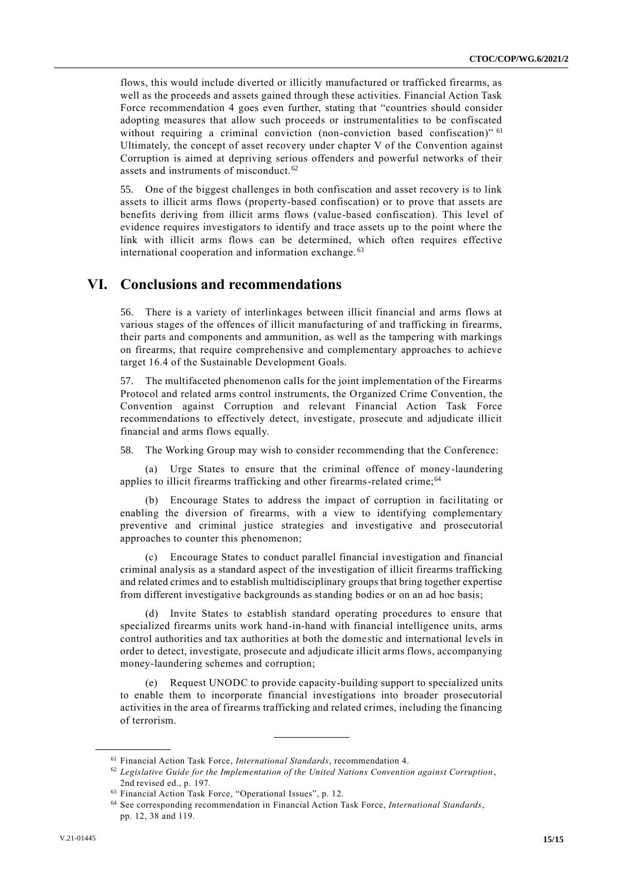flows, this would include diverted or illicitly manufactured or trafficked firearms, as well as the proceeds and assets gained through these activities. Financial Action Task Force recommendation 4 goes even further, stating that "countries should consider adopting measures that allow such proceeds or instrumentalities to be confiscated without requiring a criminal conviction (non-conviction based confiscation)" [61] Ultimately, the concept of asset recovery under chapter V of the Convention against Corruption is aimed at depriving serious offenders and powerful networks of their assets and instruments of misconduct.[62]

55. One of the biggest challenges in both confiscation and asset recovery is to link assets to illicit arms flows (property-based confiscation) or to prove that assets are benefits deriving from illicit arms flows (value-based confiscation). This level of evidence requires investigators to identify and trace assets up to the point where the link with illicit arms flows can be determined, which often requires effective international cooperation and information exchange.[63]

# VI. Conclusions and recommendations

56. There is a variety of interlinkages between illicit financial and arms flows at various stages of the offences of illicit manufacturing of and trafficking in firearms, their parts and components and ammunition, as well as the tampering with markings on firearms, that require comprehensive and complementary approaches to achieve target 16.4 of the Sustainable Development Goals.

57. The multifaceted phenomenon calls for the joint implementation of the Firearms Protocol and related arms control instruments, the Organized Crime Convention, the Convention against Corruption and relevant Financial Action Task Force recommendations to effectively detect, investigate, prosecute and adjudicate illicit financial and arms flows equally.

58. The Working Group may wish to consider recommending that the Conference:

(a) Urge States to ensure that the criminal offence of money-laundering applies to illicit firearms trafficking and other firearms-related crime;[64]

(b) Encourage States to address the impact of corruption in facilitating or enabling the diversion of firearms, with a view to identifying complementary preventive and criminal justice strategies and investigative and prosecutorial approaches to counter this phenomenon;

(c) Encourage States to conduct parallel financial investigation and financial criminal analysis as a standard aspect of the investigation of illicit firearms trafficking and related crimes and to establish multidisciplinary groups that bring together expertise from different investigative backgrounds as standing bodies or on an ad hoc basis;

(d) Invite States to establish standard operating procedures to ensure that specialized firearms units work hand-in-hand with financial intelligence units, arms control authorities and tax authorities at both the domestic and international levels in order to detect, investigate, prosecute and adjudicate illicit arms flows, accompanying money-laundering schemes and corruption;

(e) Request UNODC to provide capacity-building support to specialized units to enable them to incorporate financial investigations into broader prosecutorial activities in the area of firearms trafficking and related crimes, including the financing of terrorism.

---

[61] Financial Action Task Force, *International Standards*, recommendation 4.

[62] *Legislative Guide for the Implementation of the United Nations Convention against Corruption*, 2nd revised ed., p. 197.

[63] Financial Action Task Force, "Operational Issues", p. 12.

[64] See corresponding recommendation in Financial Action Task Force, *International Standards*, pp. 12, 38 and 119.